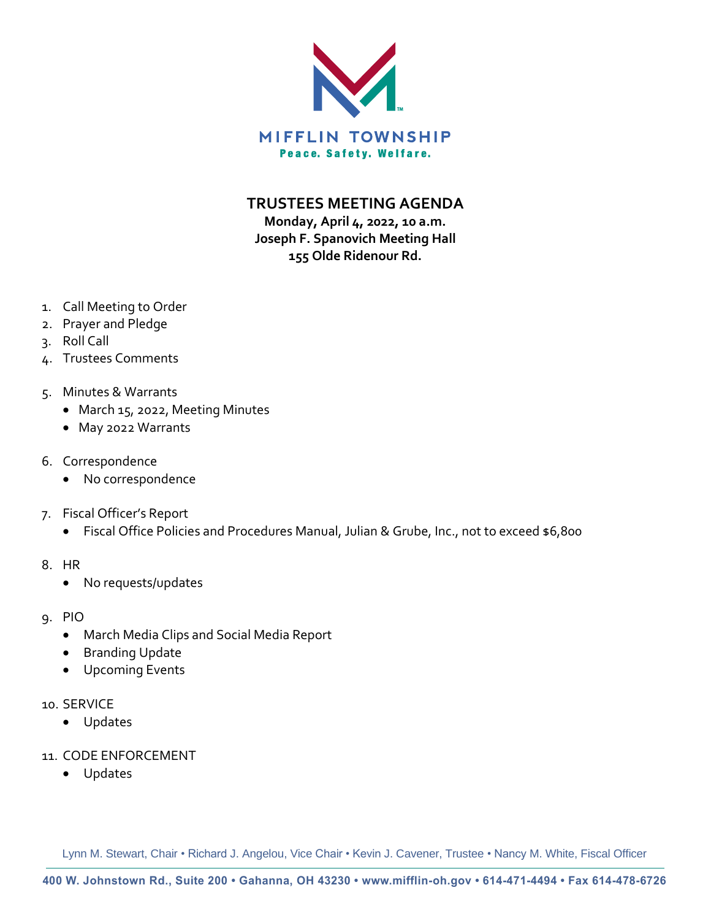MIFFLIN TOWNSHIP

Peace. Safety. Welfare.

# TRUSTEES MEETING AGENDA

**Monday, April 4, 2022, 10 a.m.**
**Joseph F. Spanovich Meeting Hall**
**155 Olde Ridenour Rd.**

1. Call Meeting to Order
2. Prayer and Pledge
3. Roll Call
4. Trustees Comments
5. Minutes & Warrants
   - March 15, 2022, Meeting Minutes
   - May 2022 Warrants
6. Correspondence
   - No correspondence
7. Fiscal Officer's Report
   - Fiscal Office Policies and Procedures Manual, Julian & Grube, Inc., not to exceed $6,800
8. HR
   - No requests/updates
9. PIO
   - March Media Clips and Social Media Report
   - Branding Update
   - Upcoming Events
10. SERVICE
    - Updates
11. CODE ENFORCEMENT
    - Updates

Lynn M. Stewart, Chair • Richard J. Angelou, Vice Chair • Kevin J. Cavener, Trustee • Nancy M. White, Fiscal Officer

400 W. Johnstown Rd., Suite 200 • Gahanna, OH 43230 • www.mifflin-oh.gov • 614-471-4494 • Fax 614-478-6726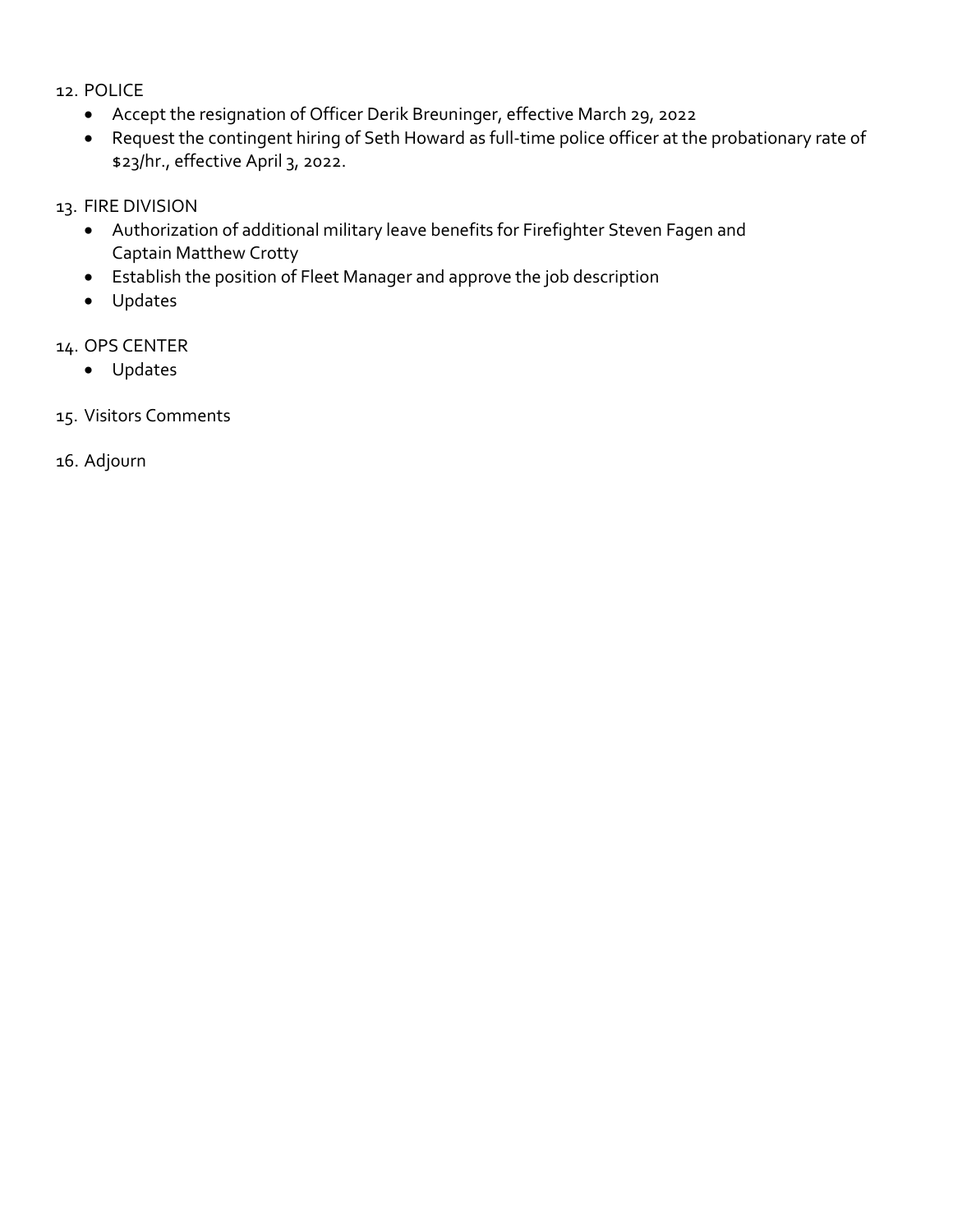12. POLICE
    - Accept the resignation of Officer Derik Breuninger, effective March 29, 2022
    - Request the contingent hiring of Seth Howard as full-time police officer at the probationary rate of $23/hr., effective April 3, 2022.

13. FIRE DIVISION
    - Authorization of additional military leave benefits for Firefighter Steven Fagen and Captain Matthew Crotty
    - Establish the position of Fleet Manager and approve the job description
    - Updates

14. OPS CENTER
    - Updates

15. Visitors Comments

16. Adjourn